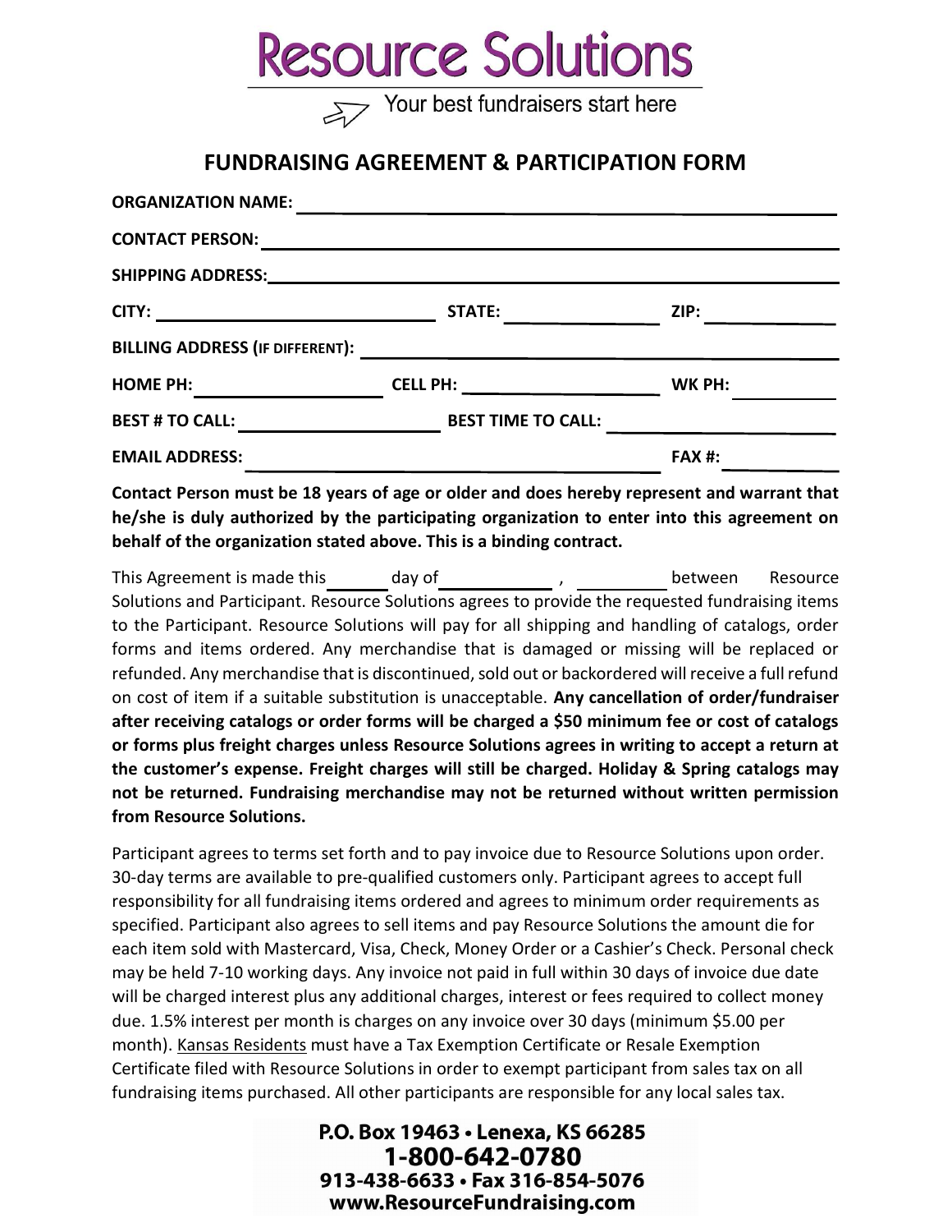# Resource Solutions

Your best fundraisers start here

## FUNDRAISING AGREEMENT & PARTICIPATION FORM

**ORGANIZATION NAME:** ______________________________

**CONTACT PERSON:** ______________________________

**SHIPPING ADDRESS:** ______________________________

**CITY:** ______________ **STATE:** __________ **ZIP:** __________

**BILLING ADDRESS (IF DIFFERENT):** ______________________________

**HOME PH:** ______________ **CELL PH:** ______________ **WK PH:** __________

**BEST # TO CALL:** ______________ **BEST TIME TO CALL:** ______________

**EMAIL ADDRESS:** ______________________________ **FAX #:** __________

**Contact Person must be 18 years of age or older and does hereby represent and warrant that he/she is duly authorized by the participating organization to enter into this agreement on behalf of the organization stated above. This is a binding contract.**

This Agreement is made this ______ day of ____________ , __________ between Resource Solutions and Participant. Resource Solutions agrees to provide the requested fundraising items to the Participant. Resource Solutions will pay for all shipping and handling of catalogs, order forms and items ordered. Any merchandise that is damaged or missing will be replaced or refunded. Any merchandise that is discontinued, sold out or backordered will receive a full refund on cost of item if a suitable substitution is unacceptable. **Any cancellation of order/fundraiser after receiving catalogs or order forms will be charged a $50 minimum fee or cost of catalogs or forms plus freight charges unless Resource Solutions agrees in writing to accept a return at the customer's expense. Freight charges will still be charged. Holiday & Spring catalogs may not be returned. Fundraising merchandise may not be returned without written permission from Resource Solutions.**

Participant agrees to terms set forth and to pay invoice due to Resource Solutions upon order. 30-day terms are available to pre-qualified customers only. Participant agrees to accept full responsibility for all fundraising items ordered and agrees to minimum order requirements as specified. Participant also agrees to sell items and pay Resource Solutions the amount die for each item sold with Mastercard, Visa, Check, Money Order or a Cashier's Check. Personal check may be held 7-10 working days. Any invoice not paid in full within 30 days of invoice due date will be charged interest plus any additional charges, interest or fees required to collect money due. 1.5% interest per month is charges on any invoice over 30 days (minimum $5.00 per month). Kansas Residents must have a Tax Exemption Certificate or Resale Exemption Certificate filed with Resource Solutions in order to exempt participant from sales tax on all fundraising items purchased. All other participants are responsible for any local sales tax.

**P.O. Box 19463 • Lenexa, KS 66285**
**1-800-642-0780**
**913-438-6633 • Fax 316-854-5076**
**www.ResourceFundraising.com**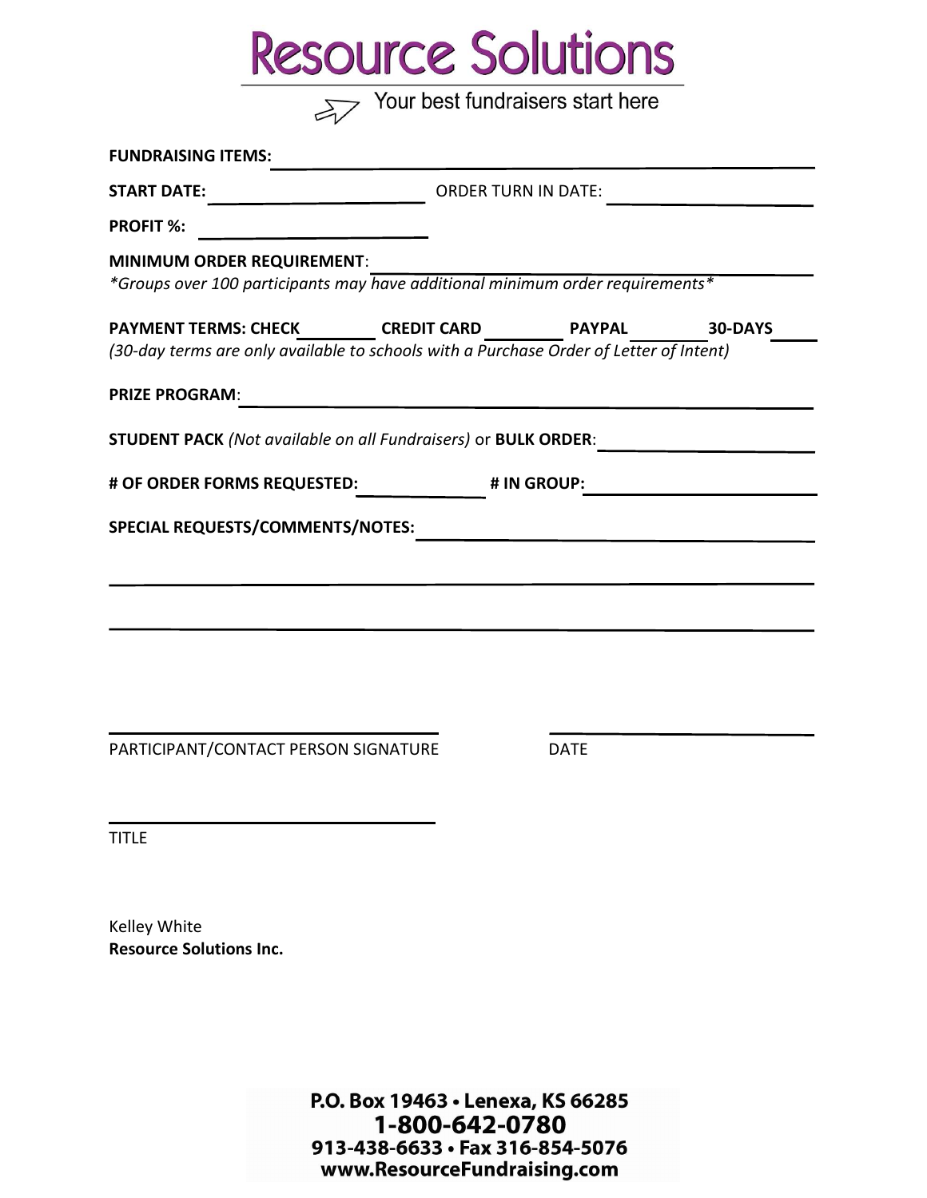# Resource Solutions

Your best fundraisers start here

**FUNDRAISING ITEMS:** ______________________________

**START DATE:** ______________ ORDER TURN IN DATE: ______________

**PROFIT %:** ______________

**MINIMUM ORDER REQUIREMENT**: ______________________________

*\*Groups over 100 participants may have additional minimum order requirements\**

**PAYMENT TERMS: CHECK** ________ **CREDIT CARD** ________ **PAYPAL** ________ **30-DAYS** ________

*(30-day terms are only available to schools with a Purchase Order of Letter of Intent)*

**PRIZE PROGRAM**: ______________________________

**STUDENT PACK** *(Not available on all Fundraisers)* or **BULK ORDER**: ______________

**# OF ORDER FORMS REQUESTED:** ________ **# IN GROUP:** ______________

**SPECIAL REQUESTS/COMMENTS/NOTES:** ______________________________

______________________________________________________________

______________________________________________________________

______________________________ ______________________________

PARTICIPANT/CONTACT PERSON SIGNATURE DATE

______________________________

TITLE

Kelley White
**Resource Solutions Inc.**

**P.O. Box 19463 • Lenexa, KS 66285**
**1-800-642-0780**
**913-438-6633 • Fax 316-854-5076**
**www.ResourceFundraising.com**